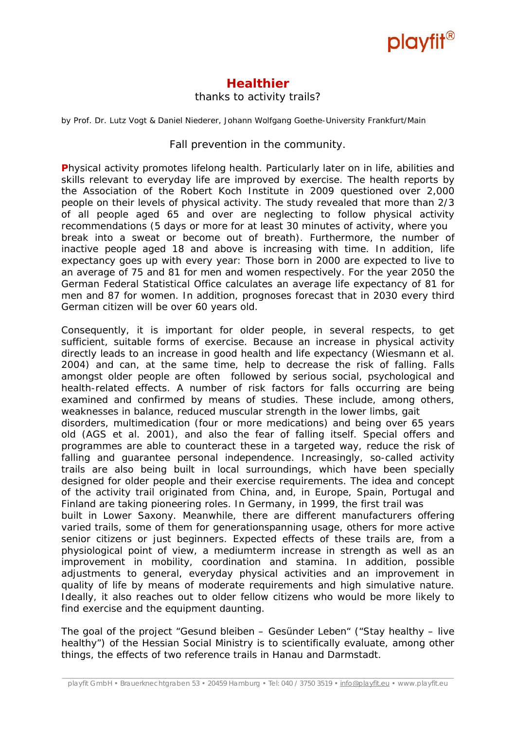playfit®

# Healthier

thanks to activity trails?

by Prof. Dr. Lutz Vogt & Daniel Niederer, Johann Wolfgang Goethe-University Frankfurt/Main

Fall prevention in the community.

**P**hysical activity promotes lifelong health. Particularly later on in life, abilities and skills relevant to everyday life are improved by exercise. The health reports by the Association of the Robert Koch Institute in 2009 questioned over 2,000 people on their levels of physical activity. The study revealed that more than 2/3 of all people aged 65 and over are neglecting to follow physical activity recommendations (5 days or more for at least 30 minutes of activity, where you break into a sweat or become out of breath). Furthermore, the number of inactive people aged 18 and above is increasing with time. In addition, life expectancy goes up with every year: Those born in 2000 are expected to live to an average of 75 and 81 for men and women respectively. For the year 2050 the German Federal Statistical Office calculates an average life expectancy of 81 for men and 87 for women. In addition, prognoses forecast that in 2030 every third German citizen will be over 60 years old.

Consequently, it is important for older people, in several respects, to get sufficient, suitable forms of exercise. Because an increase in physical activity directly leads to an increase in good health and life expectancy (Wiesmann et al. 2004) and can, at the same time, help to decrease the risk of falling. Falls amongst older people are often followed by serious social, psychological and health-related effects. A number of risk factors for falls occurring are being examined and confirmed by means of studies. These include, among others, weaknesses in balance, reduced muscular strength in the lower limbs, gait disorders, multimedication (four or more medications) and being over 65 years old (AGS et al. 2001), and also the fear of falling itself. Special offers and programmes are able to counteract these in a targeted way, reduce the risk of falling and guarantee personal independence. Increasingly, so-called activity trails are also being built in local surroundings, which have been specially designed for older people and their exercise requirements. The idea and concept of the activity trail originated from China, and, in Europe, Spain, Portugal and Finland are taking pioneering roles. In Germany, in 1999, the first trail was built in Lower Saxony. Meanwhile, there are different manufacturers offering varied trails, some of them for generationspanning usage, others for more active senior citizens or just beginners. Expected effects of these trails are, from a physiological point of view, a mediumterm increase in strength as well as an improvement in mobility, coordination and stamina. In addition, possible adjustments to general, everyday physical activities and an improvement in quality of life by means of moderate requirements and high simulative nature. Ideally, it also reaches out to older fellow citizens who would be more likely to find exercise and the equipment daunting.

The goal of the project "Gesund bleiben – Gesünder Leben" ("Stay healthy – live healthy") of the Hessian Social Ministry is to scientifically evaluate, among other things, the effects of two reference trails in Hanau and Darmstadt.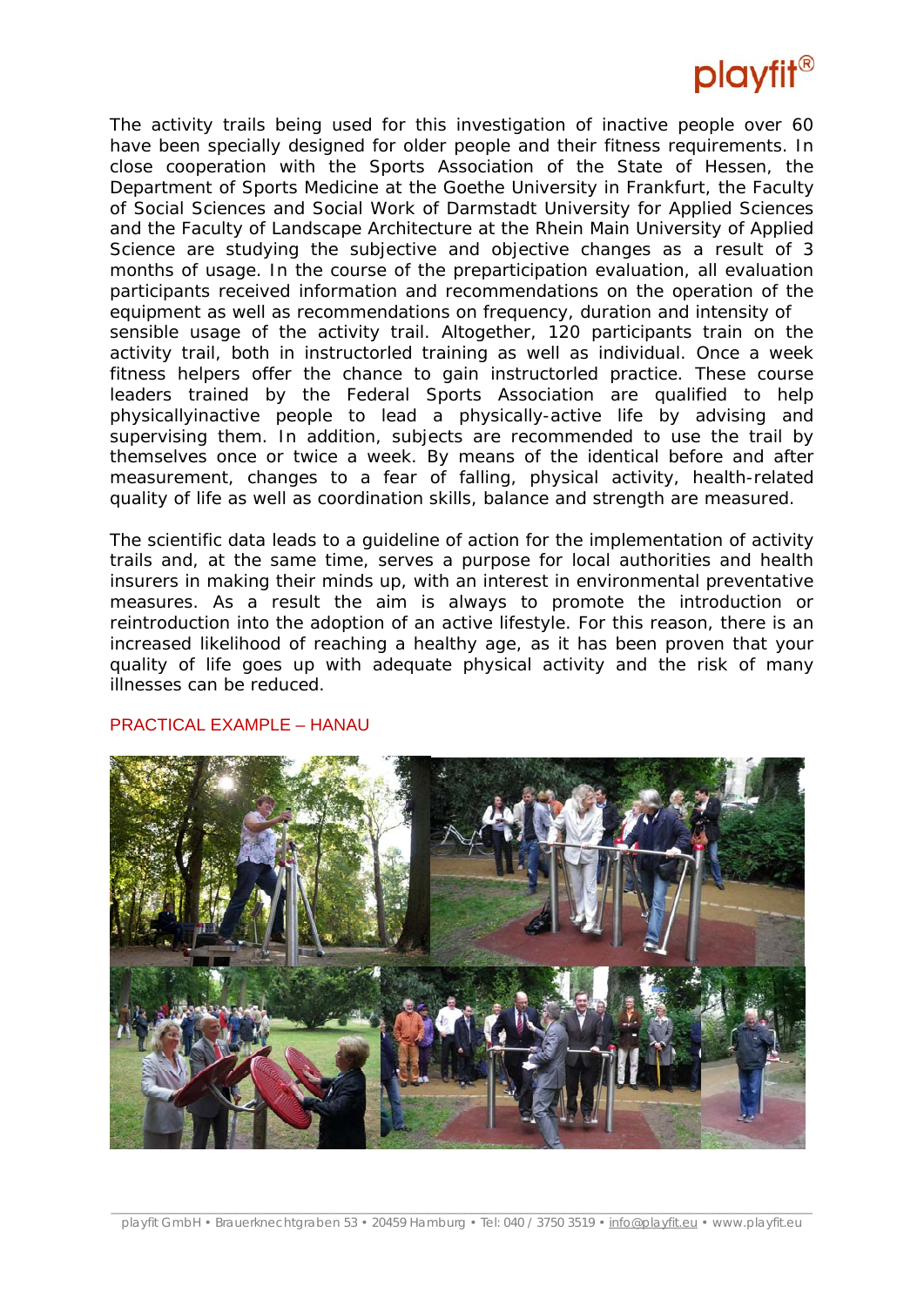The activity trails being used for this investigation of inactive people over 60 have been specially designed for older people and their fitness requirements. In close cooperation with the Sports Association of the State of Hessen, the Department of Sports Medicine at the Goethe University in Frankfurt, the Faculty of Social Sciences and Social Work of Darmstadt University for Applied Sciences and the Faculty of Landscape Architecture at the Rhein Main University of Applied Science are studying the subjective and objective changes as a result of 3 months of usage. In the course of the preparticipation evaluation, all evaluation participants received information and recommendations on the operation of the equipment as well as recommendations on frequency, duration and intensity of sensible usage of the activity trail. Altogether, 120 participants train on the activity trail, both in instructorled training as well as individual. Once a week fitness helpers offer the chance to gain instructorled practice. These course leaders trained by the Federal Sports Association are qualified to help physicallyinactive people to lead a physically-active life by advising and supervising them. In addition, subjects are recommended to use the trail by themselves once or twice a week. By means of the identical before and after measurement, changes to a fear of falling, physical activity, health-related quality of life as well as coordination skills, balance and strength are measured.

The scientific data leads to a guideline of action for the implementation of activity trails and, at the same time, serves a purpose for local authorities and health insurers in making their minds up, with an interest in environmental preventative measures. As a result the aim is always to promote the introduction or reintroduction into the adoption of an active lifestyle. For this reason, there is an increased likelihood of reaching a healthy age, as it has been proven that your quality of life goes up with adequate physical activity and the risk of many illnesses can be reduced.

## PRACTICAL EXAMPLE – HANAU